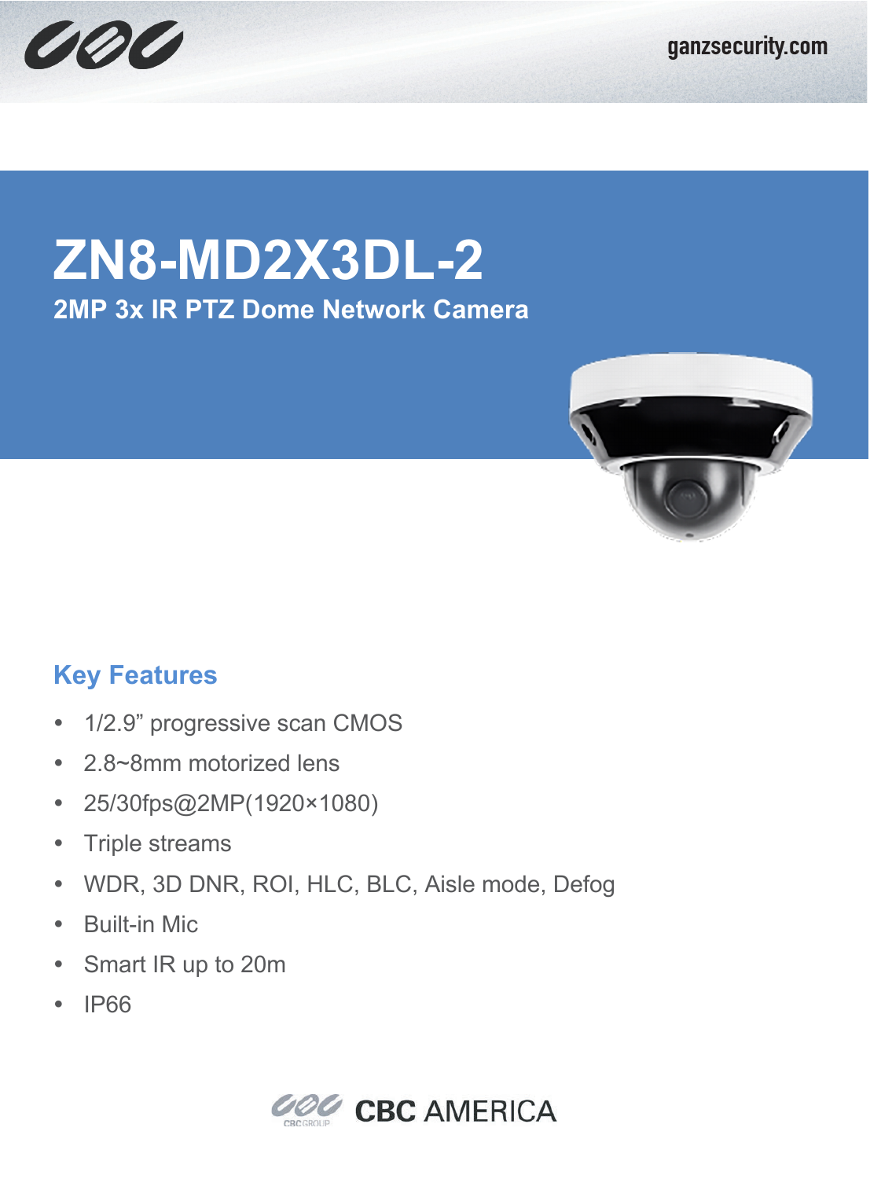# ZN8-MD2X3DL-2

## 2MP 3x IR PTZ Dome Network Camera

## Key Features

- 1/2.9” progressive scan CMOS
- 2.8~8mm motorized lens
- 25/30fps@2MP(1920×1080)
- Triple streams
- WDR, 3D DNR, ROI, HLC, BLC, Aisle mode, Defog
- Built-in Mic
- Smart IR up to 20m
- IP66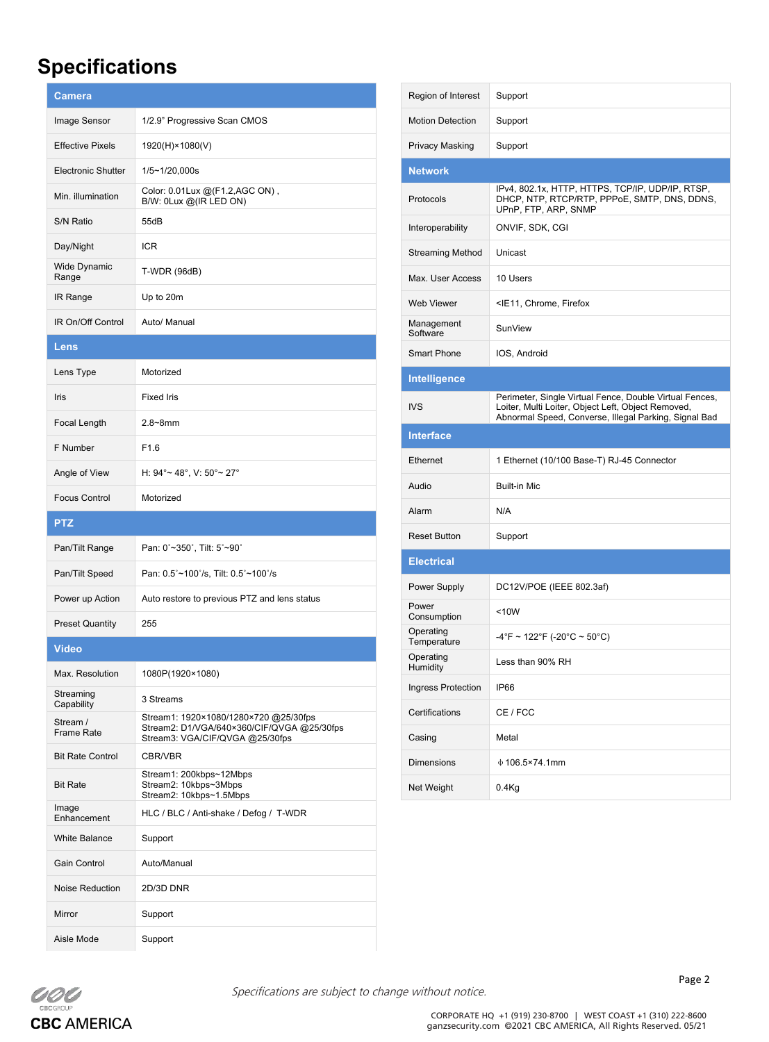# Specifications

| Camera | |
|---|---|
| Image Sensor | 1/2.9" Progressive Scan CMOS |
| Effective Pixels | 1920(H)×1080(V) |
| Electronic Shutter | 1/5~1/20,000s |
| Min. illumination | Color: 0.01Lux @(F1.2,AGC ON) , B/W: 0Lux @(IR LED ON) |
| S/N Ratio | 55dB |
| Day/Night | ICR |
| Wide Dynamic Range | T-WDR (96dB) |
| IR Range | Up to 20m |
| IR On/Off Control | Auto/ Manual |
| **Lens** | |
| Lens Type | Motorized |
| Iris | Fixed Iris |
| Focal Length | 2.8~8mm |
| F Number | F1.6 |
| Angle of View | H: 94°~ 48°, V: 50°~ 27° |
| Focus Control | Motorized |
| **PTZ** | |
| Pan/Tilt Range | Pan: 0˚~350˚, Tilt: 5˚~90˚ |
| Pan/Tilt Speed | Pan: 0.5˚~100˚/s, Tilt: 0.5˚~100˚/s |
| Power up Action | Auto restore to previous PTZ and lens status |
| Preset Quantity | 255 |
| **Video** | |
| Max. Resolution | 1080P(1920×1080) |
| Streaming Capability | 3 Streams |
| Stream / Frame Rate | Stream1: 1920×1080/1280×720 @25/30fps<br>Stream2: D1/VGA/640×360/CIF/QVGA @25/30fps<br>Stream3: VGA/CIF/QVGA @25/30fps |
| Bit Rate Control | CBR/VBR |
| Bit Rate | Stream1: 200kbps~12Mbps<br>Stream2: 10kbps~3Mbps<br>Stream2: 10kbps~1.5Mbps |
| Image Enhancement | HLC / BLC / Anti-shake / Defog / T-WDR |
| White Balance | Support |
| Gain Control | Auto/Manual |
| Noise Reduction | 2D/3D DNR |
| Mirror | Support |
| Aisle Mode | Support |
| Region of Interest | Support |
| Motion Detection | Support |
| Privacy Masking | Support |
| **Network** | |
| Protocols | IPv4, 802.1x, HTTP, HTTPS, TCP/IP, UDP/IP, RTSP, DHCP, NTP, RTCP/RTP, PPPoE, SMTP, DNS, DDNS, UPnP, FTP, ARP, SNMP |
| Interoperability | ONVIF, SDK, CGI |
| Streaming Method | Unicast |
| Max. User Access | 10 Users |
| Web Viewer | <IE11, Chrome, Firefox |
| Management Software | SunView |
| Smart Phone | IOS, Android |
| **Intelligence** | |
| IVS | Perimeter, Single Virtual Fence, Double Virtual Fences, Loiter, Multi Loiter, Object Left, Object Removed, Abnormal Speed, Converse, Illegal Parking, Signal Bad |
| **Interface** | |
| Ethernet | 1 Ethernet (10/100 Base-T) RJ-45 Connector |
| Audio | Built-in Mic |
| Alarm | N/A |
| Reset Button | Support |
| **Electrical** | |
| Power Supply | DC12V/POE (IEEE 802.3af) |
| Power Consumption | <10W |
| Operating Temperature | -4°F ~ 122°F (-20°C ~ 50°C) |
| Operating Humidity | Less than 90% RH |
| Ingress Protection | IP66 |
| Certifications | CE / FCC |
| Casing | Metal |
| Dimensions | ф106.5×74.1mm |
| Net Weight | 0.4Kg |

*Specifications are subject to change without notice.*

CBC AMERICA

CORPORATE HQ +1 (919) 230-8700 | WEST COAST +1 (310) 222-8600
ganzsecurity.com ©2021 CBC AMERICA, All Rights Reserved. 05/21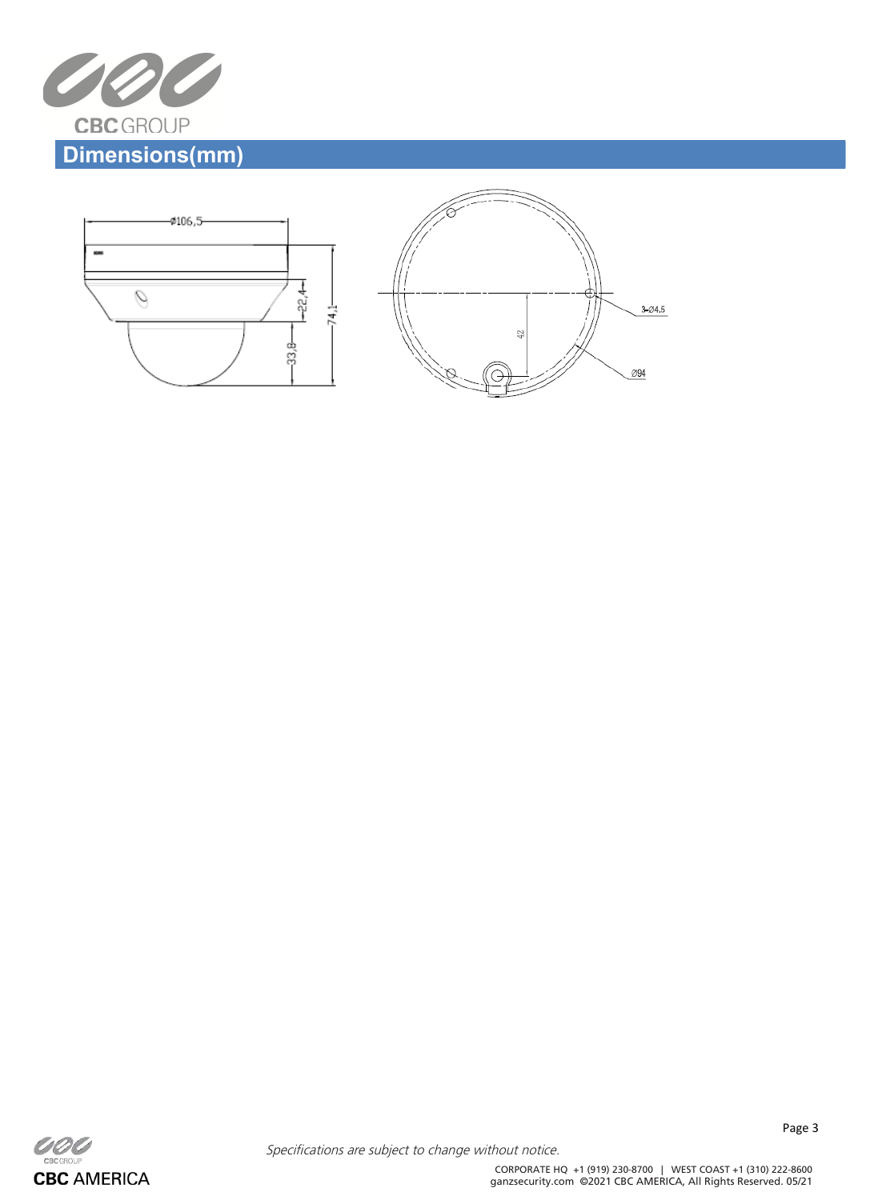## Dimensions(mm)

Ø106,5
22,4
74,1
33,8
3-Ø4,5
42
Ø94

*Specifications are subject to change without notice.*